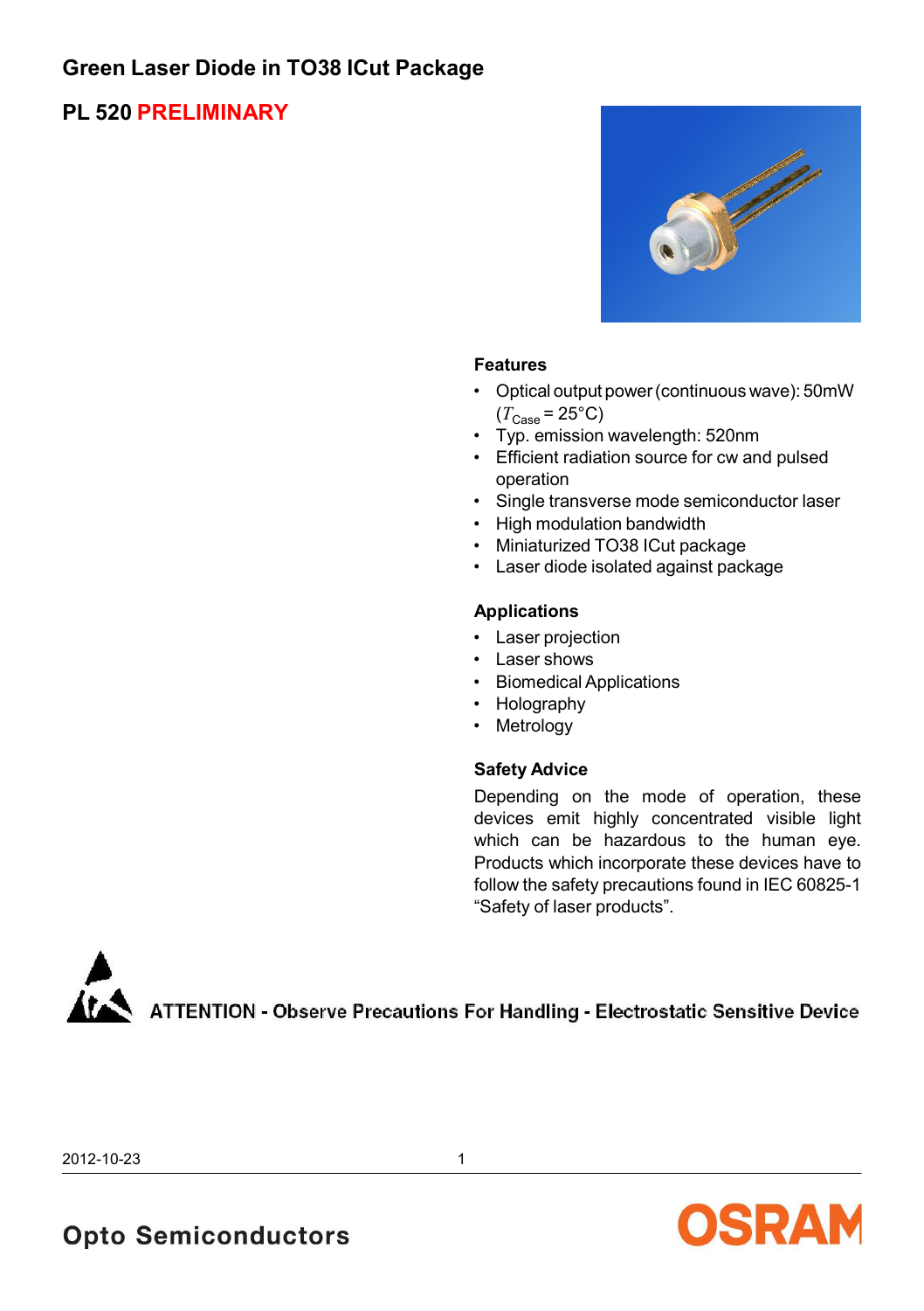# Green Laser Diode in TO38 ICut Package

## PL 520 PRELIMINARY

### Features

- Optical output power (continuous wave): 50mW ($T_{Case}$ = 25°C)
- Typ. emission wavelength: 520nm
- Efficient radiation source for cw and pulsed operation
- Single transverse mode semiconductor laser
- High modulation bandwidth
- Miniaturized TO38 ICut package
- Laser diode isolated against package

### Applications

- Laser projection
- Laser shows
- Biomedical Applications
- Holography
- Metrology

### Safety Advice

Depending on the mode of operation, these devices emit highly concentrated visible light which can be hazardous to the human eye. Products which incorporate these devices have to follow the safety precautions found in IEC 60825-1 "Safety of laser products".

ATTENTION - Observe Precautions For Handling - Electrostatic Sensitive Device

2012-10-23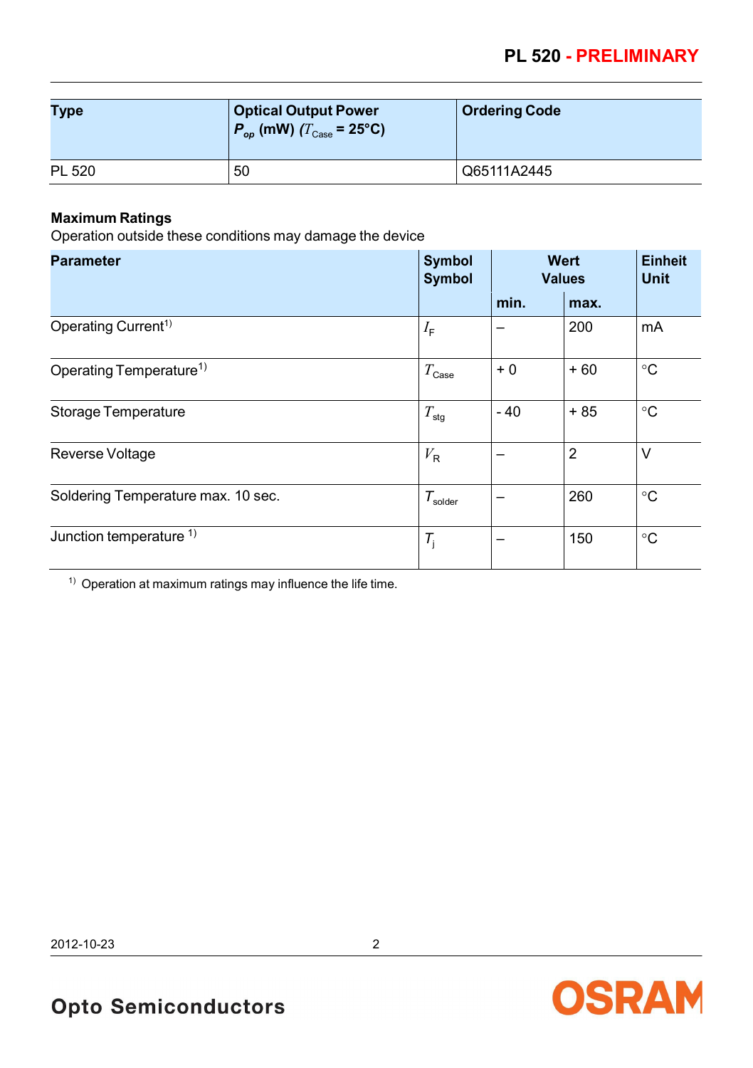| Type | Optical Output Power $P_{op}$ (mW) ($T_{Case}$ = 25°C) | Ordering Code |
|---|---|---|
| PL 520 | 50 | Q65111A2445 |

**Maximum Ratings**
Operation outside these conditions may damage the device

| Parameter | Symbol Symbol | Wert Values | | Einheit Unit |
|---|---|---|---|---|
| | | min. | max. | |
| Operating Current[1)] | $I_F$ | – | 200 | mA |
| Operating Temperature[1)] | $T_{Case}$ | + 0 | + 60 | °C |
| Storage Temperature | $T_{stg}$ | - 40 | + 85 | °C |
| Reverse Voltage | $V_R$ | – | 2 | V |
| Soldering Temperature max. 10 sec. | $T_{solder}$ | – | 260 | °C |
| Junction temperature [1)] | $T_j$ | – | 150 | °C |

[1)] Operation at maximum ratings may influence the life time.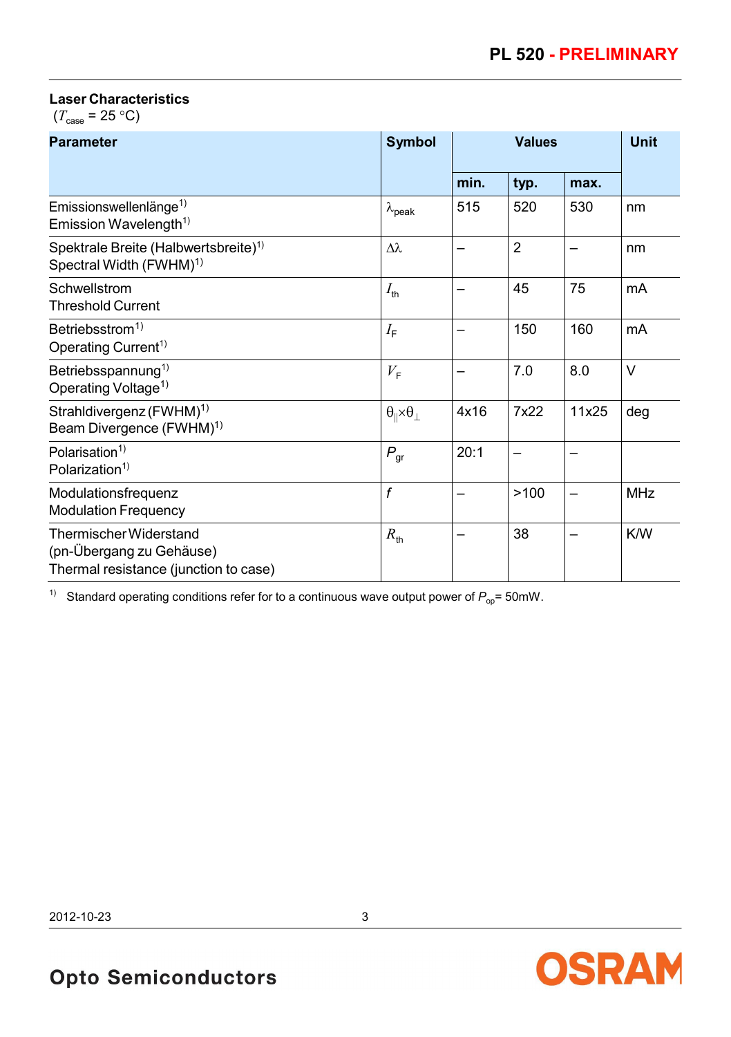**Laser Characteristics**
($T_{case}$ = 25 °C)

| Parameter | Symbol | Values | | | Unit |
|---|---|---|---|---|---|
| | | min. | typ. | max. | |
| Emissionswellenlänge[1)]<br>Emission Wavelength[1)] | $\lambda_{peak}$ | 515 | 520 | 530 | nm |
| Spektrale Breite (Halbwertsbreite)[1)]<br>Spectral Width (FWHM)[1)] | $\Delta\lambda$ | – | 2 | – | nm |
| Schwellstrom<br>Threshold Current | $I_{th}$ | – | 45 | 75 | mA |
| Betriebsstrom[1)]<br>Operating Current[1)] | $I_F$ | – | 150 | 160 | mA |
| Betriebsspannung[1)]<br>Operating Voltage[1)] | $V_F$ | – | 7.0 | 8.0 | V |
| Strahldivergenz (FWHM)[1)]<br>Beam Divergence (FWHM)[1)] | $\theta_{\|\|}\times\theta_{\perp}$ | 4x16 | 7x22 | 11x25 | deg |
| Polarisation[1)]<br>Polarization[1)] | $P_{gr}$ | 20:1 | – | – | |
| Modulationsfrequenz<br>Modulation Frequency | $f$ | – | >100 | – | MHz |
| Thermischer Widerstand<br>(pn-Übergang zu Gehäuse)<br>Thermal resistance (junction to case) | $R_{th}$ | – | 38 | – | K/W |

[1)] Standard operating conditions refer for to a continuous wave output power of $P_{op}$= 50mW.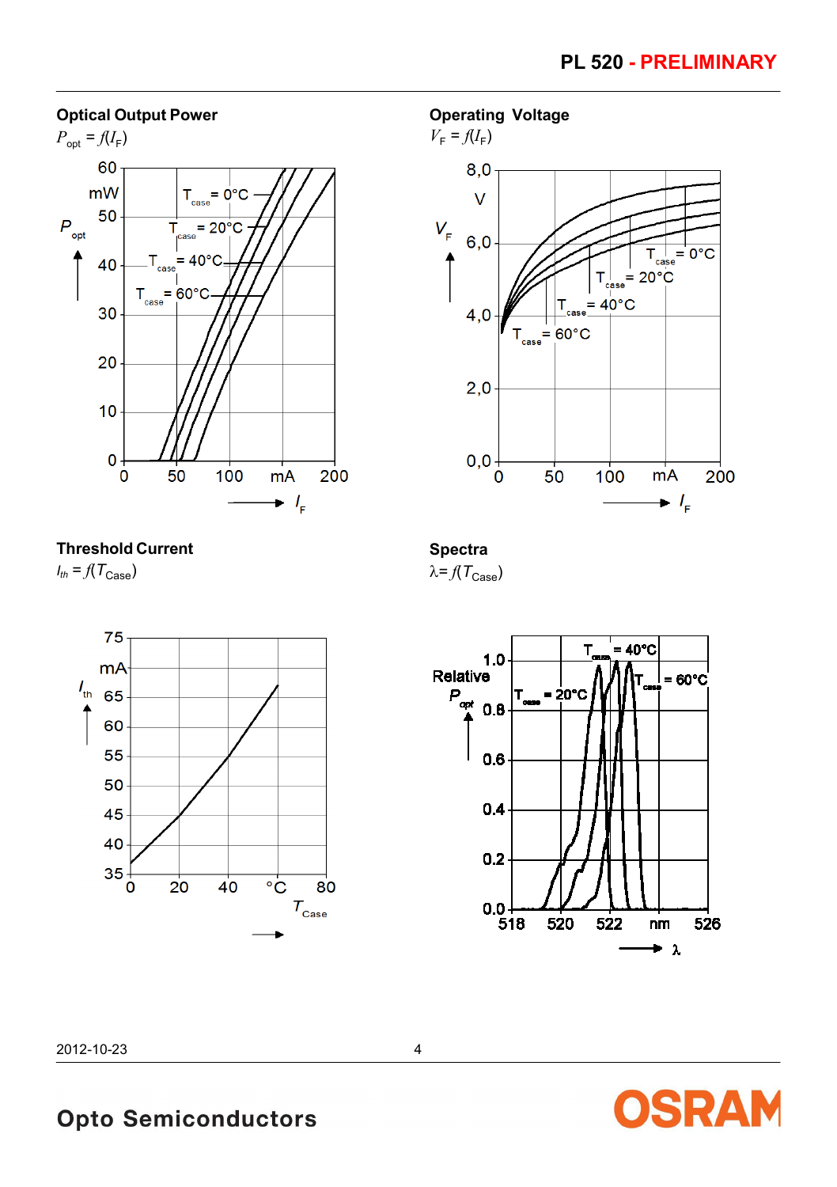## Optical Output Power

$P_{opt} = f(I_F)$

## Operating Voltage

$V_F = f(I_F)$

## Threshold Current

$I_{th} = f(T_{Case})$

## Spectra

$\lambda = f(T_{Case})$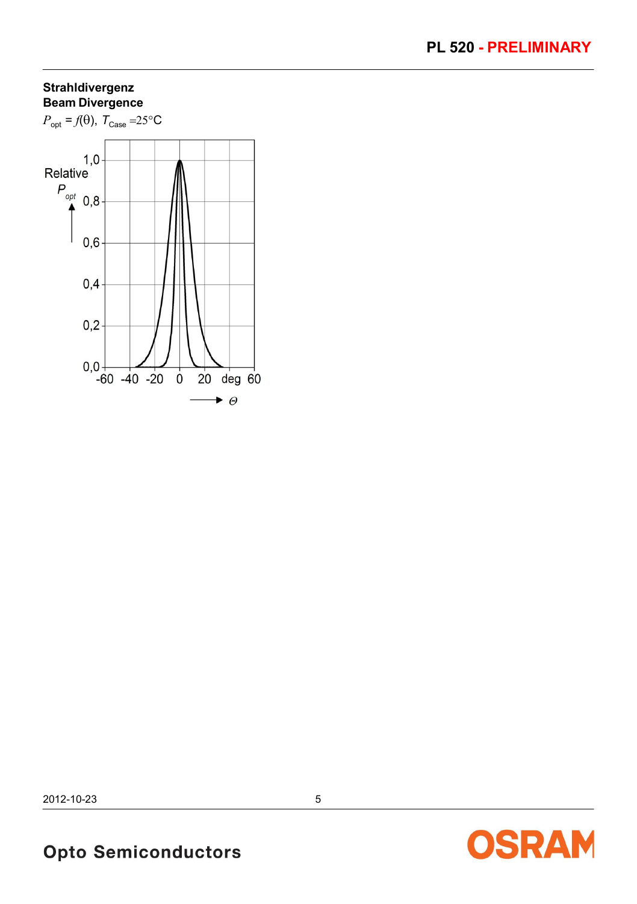**Strahldivergenz**
**Beam Divergence**

$P_{opt} = f(\theta)$, $T_{Case} = 25°C$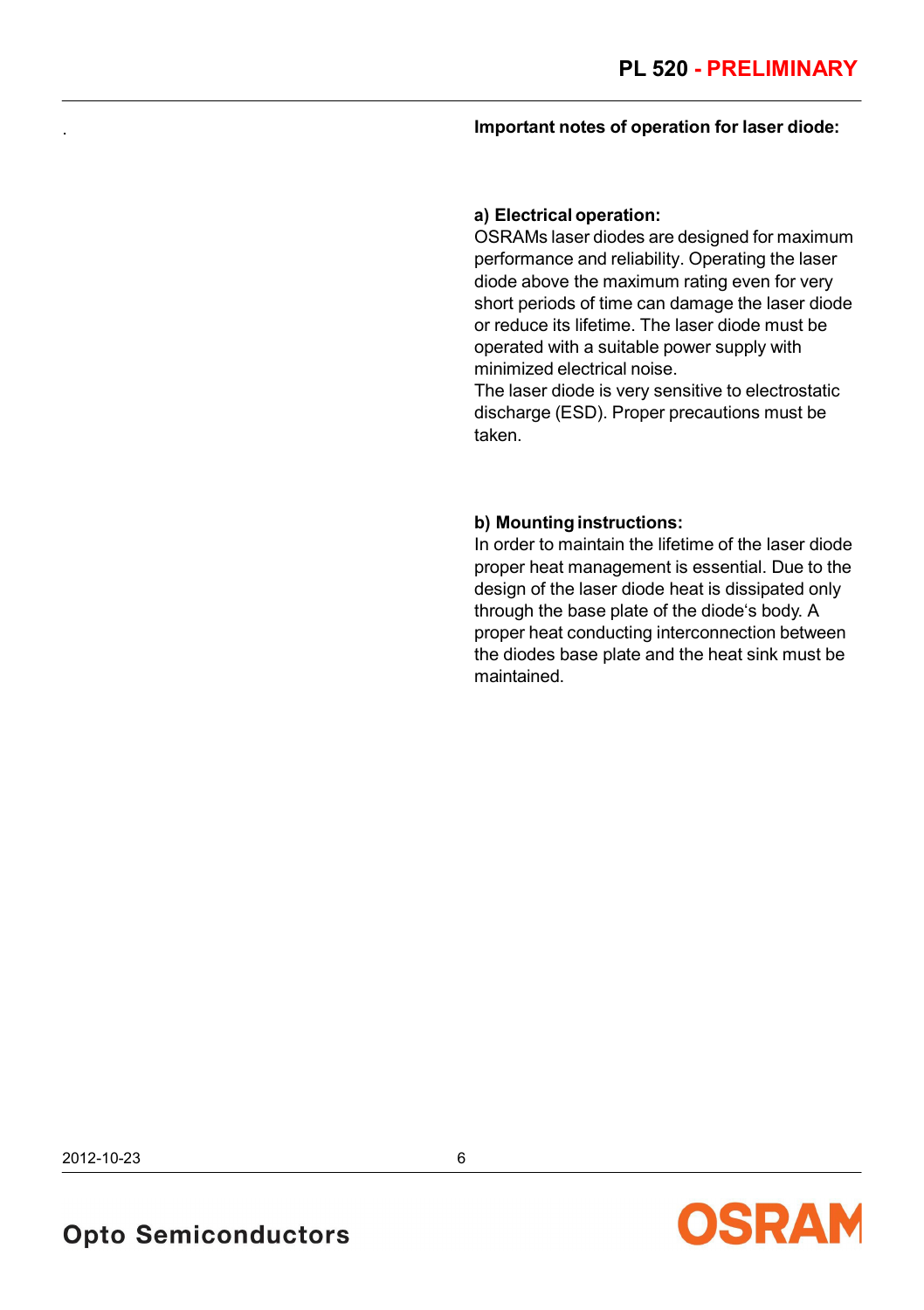## Important notes of operation for laser diode:

**a) Electrical operation:**
OSRAMs laser diodes are designed for maximum performance and reliability. Operating the laser diode above the maximum rating even for very short periods of time can damage the laser diode or reduce its lifetime. The laser diode must be operated with a suitable power supply with minimized electrical noise.
The laser diode is very sensitive to electrostatic discharge (ESD). Proper precautions must be taken.

**b) Mounting instructions:**
In order to maintain the lifetime of the laser diode proper heat management is essential. Due to the design of the laser diode heat is dissipated only through the base plate of the diode‘s body. A proper heat conducting interconnection between the diodes base plate and the heat sink must be maintained.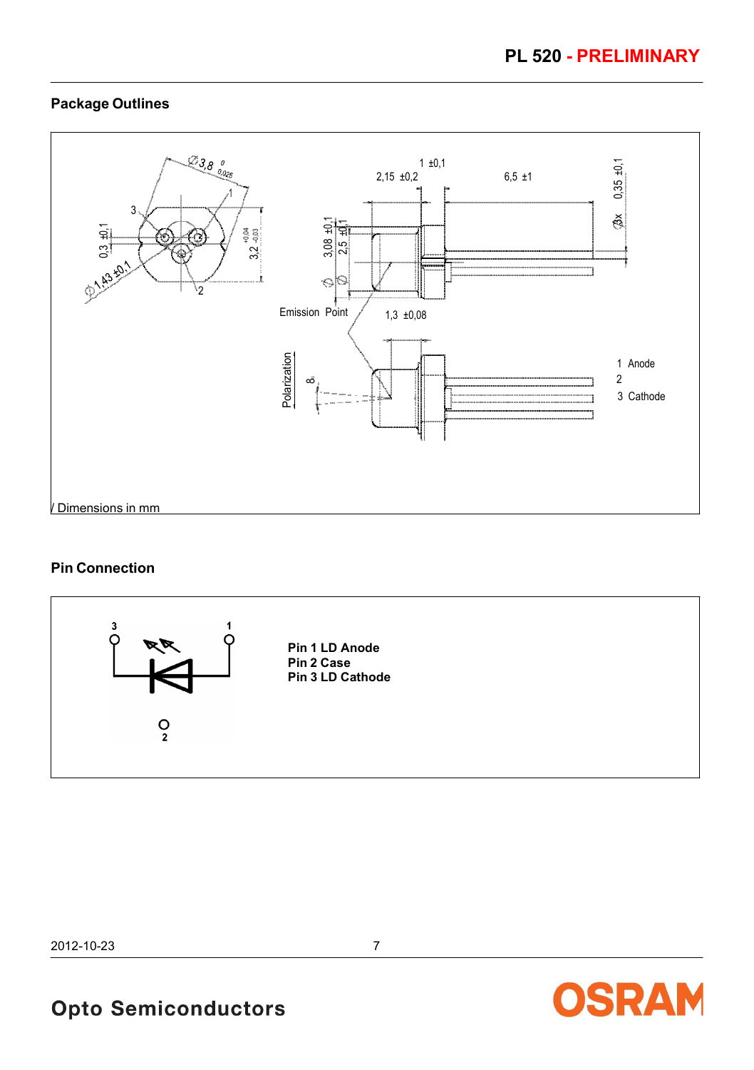## Package Outlines

Ø3,8 $^{0}_{-0,025}$

1

3

0,3 ±0,1

Ø1,43 ±0,1

2

3,2 $^{+0,04}_{-0,03}$

1 ±0,1

2,15 ±0,2

6,5 ±1

0,35 ±0,1

3x

3,08 ±0,1

2,5 ±0,1

Emission Point

1,3 ±0,08

Polarization

8°

1 Anode

2

3 Cathode

Dimensions in mm

## Pin Connection

3 1

2

**Pin 1 LD Anode**
**Pin 2 Case**
**Pin 3 LD Cathode**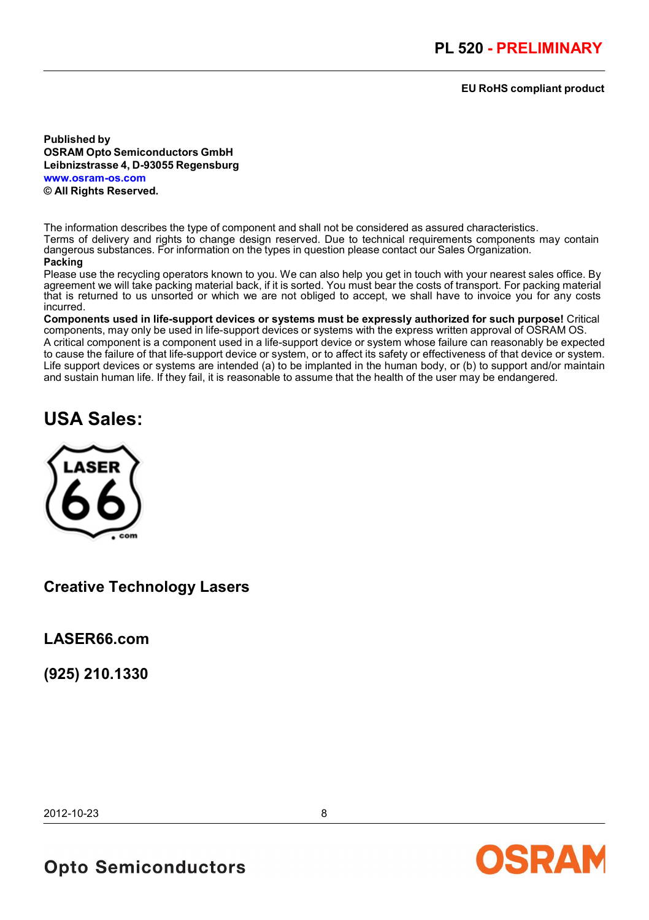**EU RoHS compliant product**

**Published by**
**OSRAM Opto Semiconductors GmbH**
**Leibnizstrasse 4, D-93055 Regensburg**
**www.osram-os.com**
**© All Rights Reserved.**

The information describes the type of component and shall not be considered as assured characteristics.
Terms of delivery and rights to change design reserved. Due to technical requirements components may contain dangerous substances. For information on the types in question please contact our Sales Organization.

**Packing**

Please use the recycling operators known to you. We can also help you get in touch with your nearest sales office. By agreement we will take packing material back, if it is sorted. You must bear the costs of transport. For packing material that is returned to us unsorted or which we are not obliged to accept, we shall have to invoice you for any costs incurred.

**Components used in life-support devices or systems must be expressly authorized for such purpose!** Critical components, may only be used in life-support devices or systems with the express written approval of OSRAM OS.
A critical component is a component used in a life-support device or system whose failure can reasonably be expected to cause the failure of that life-support device or system, or to affect its safety or effectiveness of that device or system. Life support devices or systems are intended (a) to be implanted in the human body, or (b) to support and/or maintain and sustain human life. If they fail, it is reasonable to assume that the health of the user may be endangered.

## USA Sales:

LASER 66 .com

### Creative Technology Lasers

### LASER66.com

### (925) 210.1330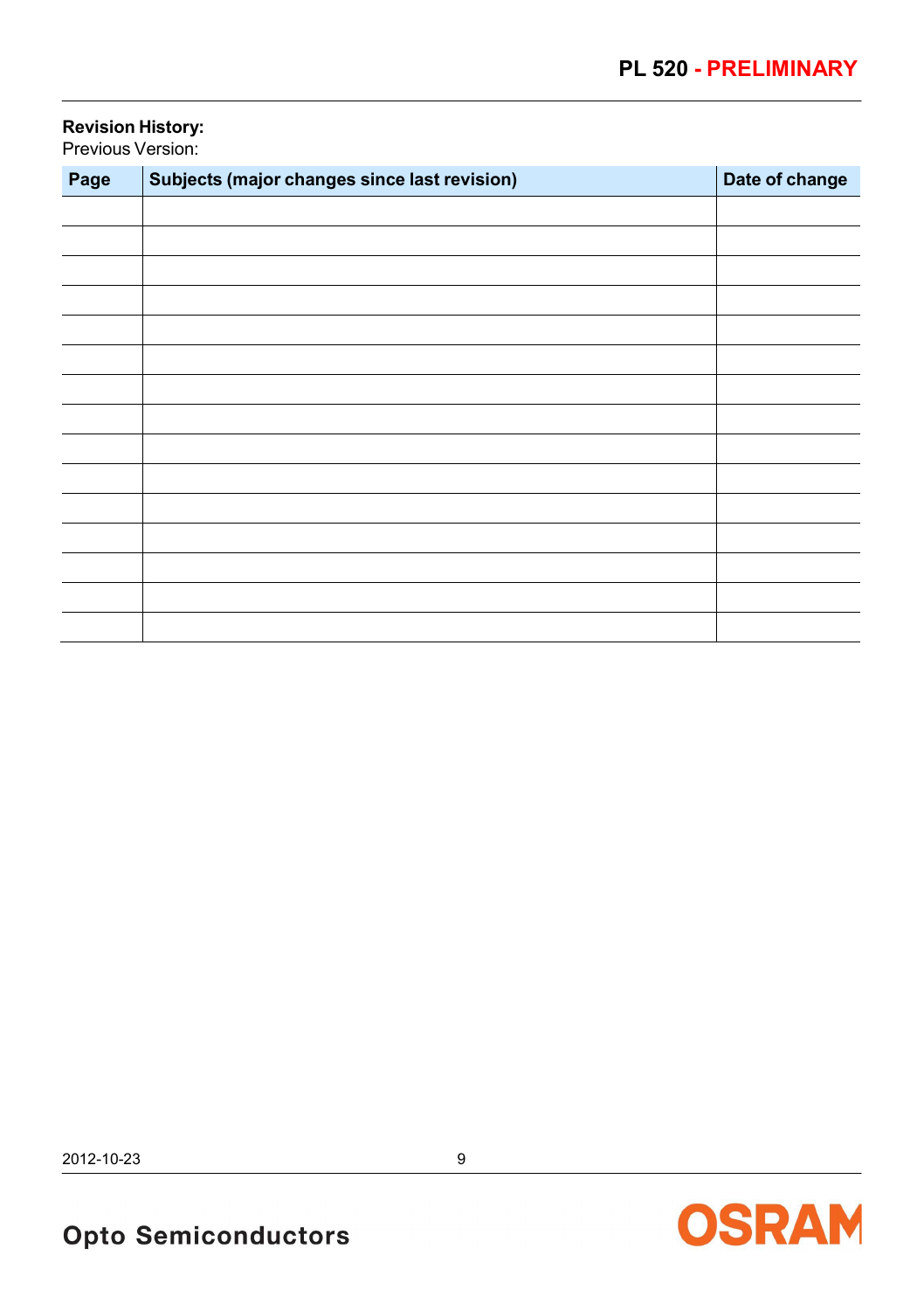**Revision History:**

Previous Version:

| Page | Subjects (major changes since last revision) | Date of change |
|---|---|---|
| | | |
| | | |
| | | |
| | | |
| | | |
| | | |
| | | |
| | | |
| | | |
| | | |
| | | |
| | | |
| | | |
| | | |
| | | |